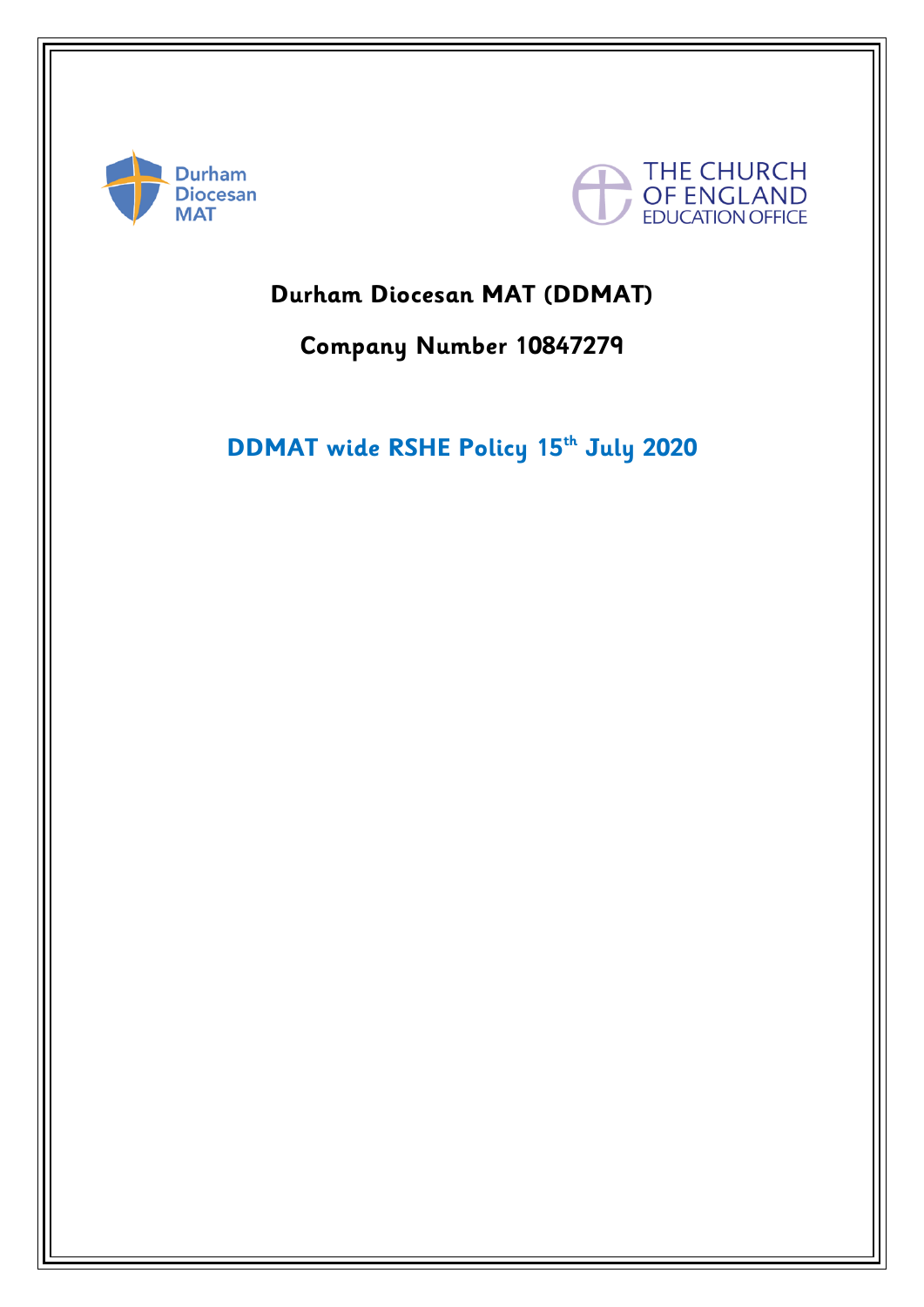Durham Diocesan MAT

THE CHURCH OF ENGLAND EDUCATION OFFICE

# Durham Diocesan MAT (DDMAT)

## Company Number 10847279

## DDMAT wide RSHE Policy 15th July 2020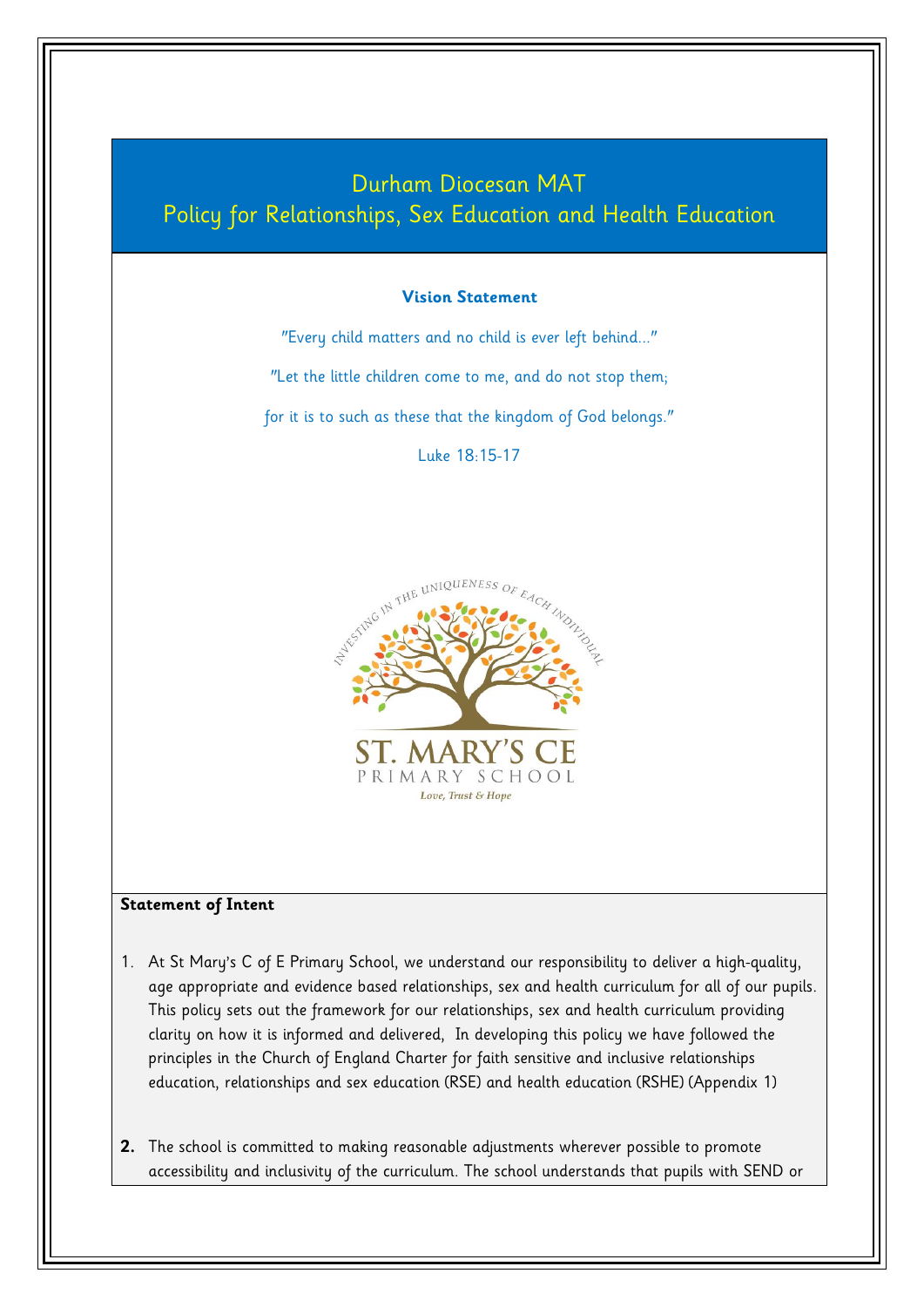# Durham Diocesan MAT
# Policy for Relationships, Sex Education and Health Education

**Vision Statement**

"Every child matters and no child is ever left behind…"

"Let the little children come to me, and do not stop them;

for it is to such as these that the kingdom of God belongs."

Luke 18:15-17

INVESTING IN THE UNIQUENESS OF EACH INDIVIDUAL

ST. MARY'S CE
PRIMARY SCHOOL
*Love, Trust & Hope*

**Statement of Intent**

1. At St Mary's C of E Primary School, we understand our responsibility to deliver a high-quality, age appropriate and evidence based relationships, sex and health curriculum for all of our pupils. This policy sets out the framework for our relationships, sex and health curriculum providing clarity on how it is informed and delivered, In developing this policy we have followed the principles in the Church of England Charter for faith sensitive and inclusive relationships education, relationships and sex education (RSE) and health education (RSHE) (Appendix 1)

2. The school is committed to making reasonable adjustments wherever possible to promote accessibility and inclusivity of the curriculum. The school understands that pupils with SEND or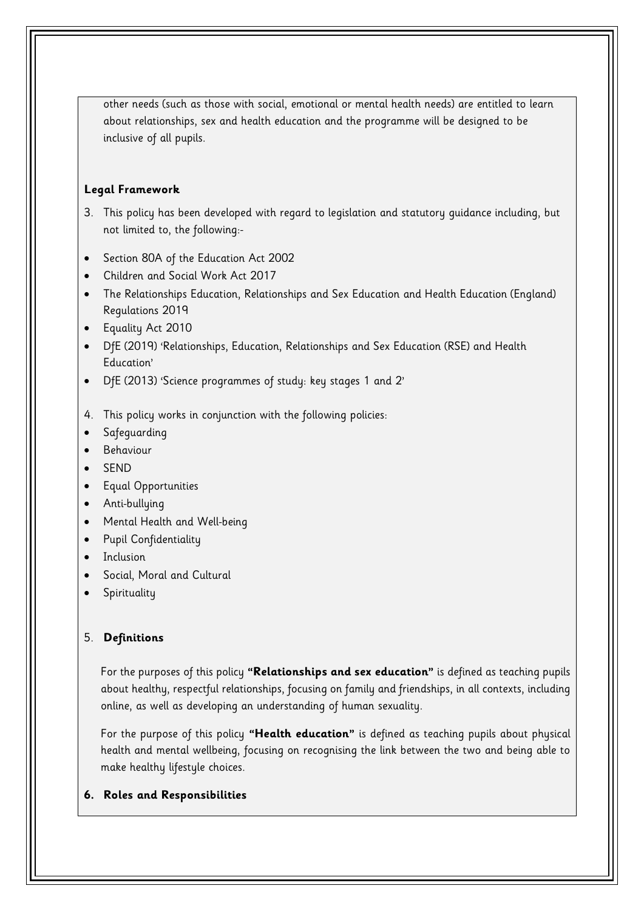other needs (such as those with social, emotional or mental health needs) are entitled to learn about relationships, sex and health education and the programme will be designed to be inclusive of all pupils.

**Legal Framework**

3. This policy has been developed with regard to legislation and statutory guidance including, but not limited to, the following:-

- Section 80A of the Education Act 2002
- Children and Social Work Act 2017
- The Relationships Education, Relationships and Sex Education and Health Education (England) Regulations 2019
- Equality Act 2010
- DfE (2019) 'Relationships, Education, Relationships and Sex Education (RSE) and Health Education'
- DfE (2013) 'Science programmes of study: key stages 1 and 2'

4. This policy works in conjunction with the following policies:

- Safeguarding
- Behaviour
- SEND
- Equal Opportunities
- Anti-bullying
- Mental Health and Well-being
- Pupil Confidentiality
- Inclusion
- Social, Moral and Cultural
- Spirituality

5. **Definitions**

For the purposes of this policy **"Relationships and sex education"** is defined as teaching pupils about healthy, respectful relationships, focusing on family and friendships, in all contexts, including online, as well as developing an understanding of human sexuality.

For the purpose of this policy **"Health education"** is defined as teaching pupils about physical health and mental wellbeing, focusing on recognising the link between the two and being able to make healthy lifestyle choices.

**6. Roles and Responsibilities**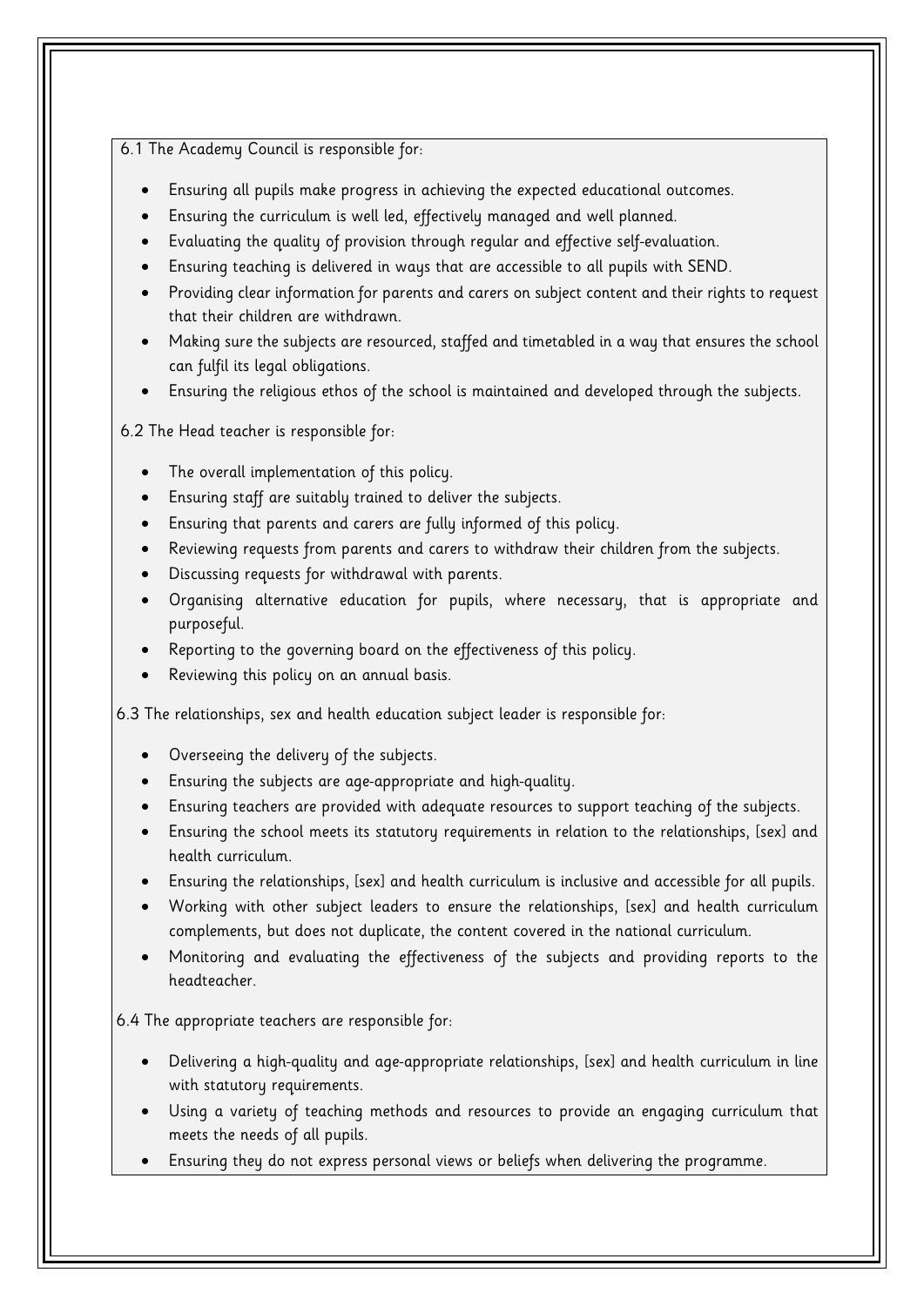6.1 The Academy Council is responsible for:

- Ensuring all pupils make progress in achieving the expected educational outcomes.
- Ensuring the curriculum is well led, effectively managed and well planned.
- Evaluating the quality of provision through regular and effective self-evaluation.
- Ensuring teaching is delivered in ways that are accessible to all pupils with SEND.
- Providing clear information for parents and carers on subject content and their rights to request that their children are withdrawn.
- Making sure the subjects are resourced, staffed and timetabled in a way that ensures the school can fulfil its legal obligations.
- Ensuring the religious ethos of the school is maintained and developed through the subjects.

6.2 The Head teacher is responsible for:

- The overall implementation of this policy.
- Ensuring staff are suitably trained to deliver the subjects.
- Ensuring that parents and carers are fully informed of this policy.
- Reviewing requests from parents and carers to withdraw their children from the subjects.
- Discussing requests for withdrawal with parents.
- Organising alternative education for pupils, where necessary, that is appropriate and purposeful.
- Reporting to the governing board on the effectiveness of this policy.
- Reviewing this policy on an annual basis.

6.3 The relationships, sex and health education subject leader is responsible for:

- Overseeing the delivery of the subjects.
- Ensuring the subjects are age-appropriate and high-quality.
- Ensuring teachers are provided with adequate resources to support teaching of the subjects.
- Ensuring the school meets its statutory requirements in relation to the relationships, [sex] and health curriculum.
- Ensuring the relationships, [sex] and health curriculum is inclusive and accessible for all pupils.
- Working with other subject leaders to ensure the relationships, [sex] and health curriculum complements, but does not duplicate, the content covered in the national curriculum.
- Monitoring and evaluating the effectiveness of the subjects and providing reports to the headteacher.

6.4 The appropriate teachers are responsible for:

- Delivering a high-quality and age-appropriate relationships, [sex] and health curriculum in line with statutory requirements.
- Using a variety of teaching methods and resources to provide an engaging curriculum that meets the needs of all pupils.
- Ensuring they do not express personal views or beliefs when delivering the programme.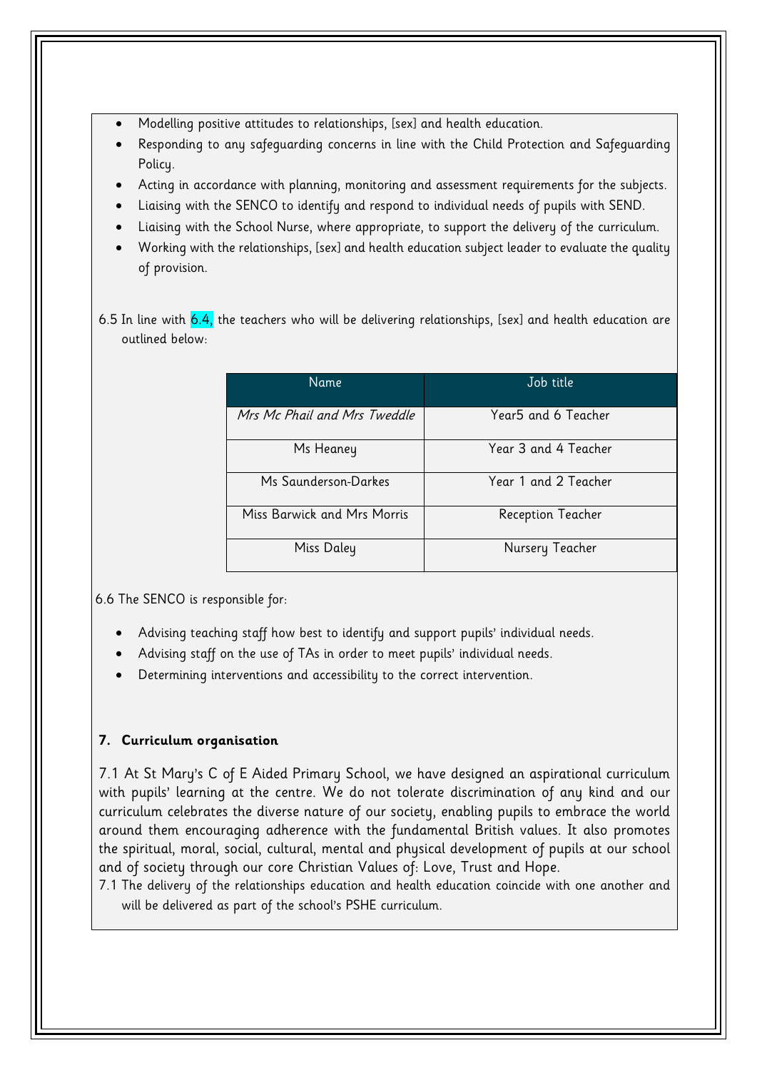- Modelling positive attitudes to relationships, [sex] and health education.
- Responding to any safeguarding concerns in line with the Child Protection and Safeguarding Policy.
- Acting in accordance with planning, monitoring and assessment requirements for the subjects.
- Liaising with the SENCO to identify and respond to individual needs of pupils with SEND.
- Liaising with the School Nurse, where appropriate, to support the delivery of the curriculum.
- Working with the relationships, [sex] and health education subject leader to evaluate the quality of provision.

6.5 In line with 6.4, the teachers who will be delivering relationships, [sex] and health education are outlined below:

| Name | Job title |
|---|---|
| *Mrs Mc Phail and Mrs Tweddle* | Year5 and 6 Teacher |
| Ms Heaney | Year 3 and 4 Teacher |
| Ms Saunderson-Darkes | Year 1 and 2 Teacher |
| Miss Barwick and Mrs Morris | Reception Teacher |
| Miss Daley | Nursery Teacher |

6.6 The SENCO is responsible for:

- Advising teaching staff how best to identify and support pupils' individual needs.
- Advising staff on the use of TAs in order to meet pupils' individual needs.
- Determining interventions and accessibility to the correct intervention.

**7. Curriculum organisation**

7.1 At St Mary's C of E Aided Primary School, we have designed an aspirational curriculum with pupils' learning at the centre. We do not tolerate discrimination of any kind and our curriculum celebrates the diverse nature of our society, enabling pupils to embrace the world around them encouraging adherence with the fundamental British values. It also promotes the spiritual, moral, social, cultural, mental and physical development of pupils at our school and of society through our core Christian Values of: Love, Trust and Hope.

7.1 The delivery of the relationships education and health education coincide with one another and will be delivered as part of the school's PSHE curriculum.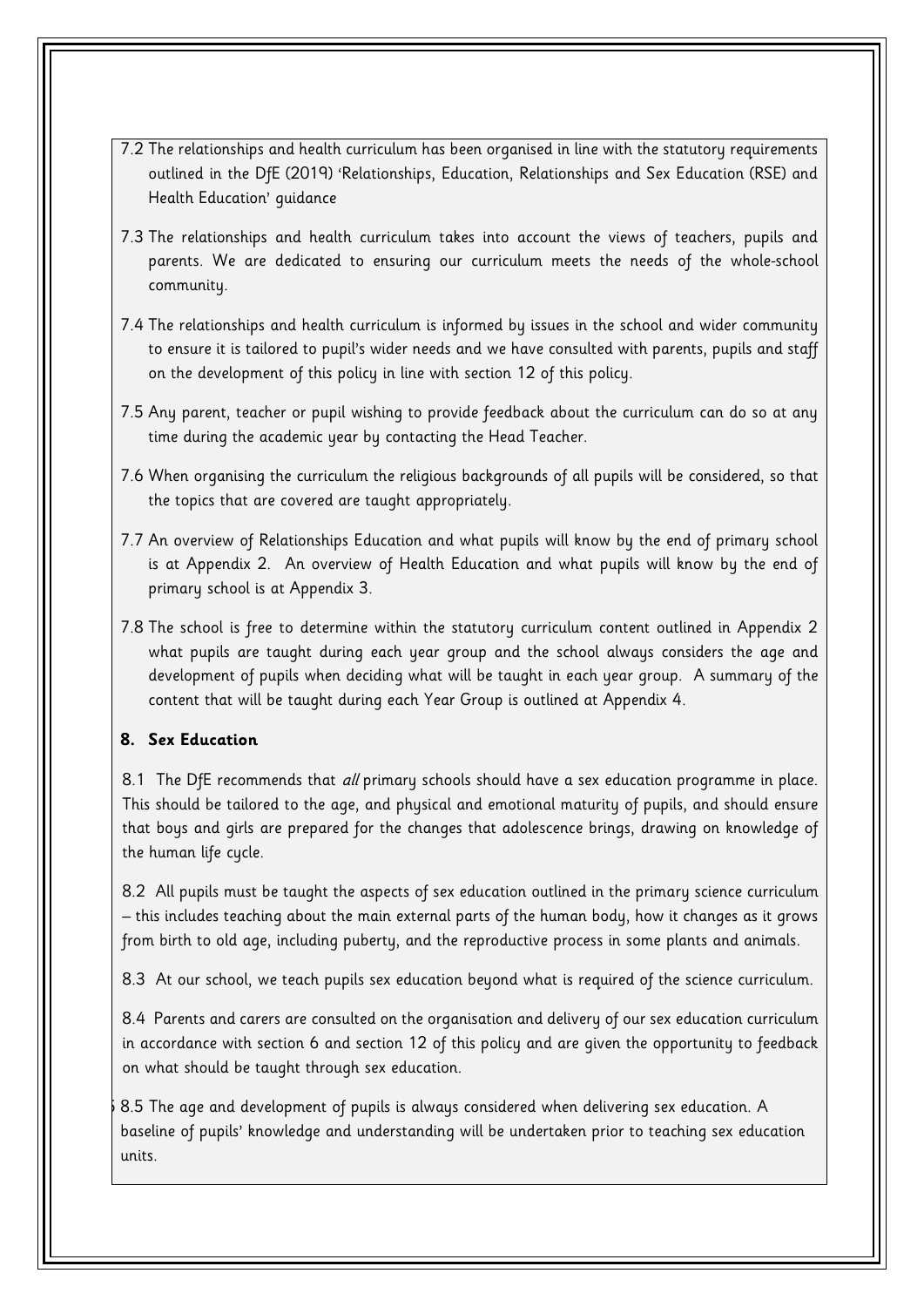7.2 The relationships and health curriculum has been organised in line with the statutory requirements outlined in the DfE (2019) 'Relationships, Education, Relationships and Sex Education (RSE) and Health Education' guidance

7.3 The relationships and health curriculum takes into account the views of teachers, pupils and parents. We are dedicated to ensuring our curriculum meets the needs of the whole-school community.

7.4 The relationships and health curriculum is informed by issues in the school and wider community to ensure it is tailored to pupil's wider needs and we have consulted with parents, pupils and staff on the development of this policy in line with section 12 of this policy.

7.5 Any parent, teacher or pupil wishing to provide feedback about the curriculum can do so at any time during the academic year by contacting the Head Teacher.

7.6 When organising the curriculum the religious backgrounds of all pupils will be considered, so that the topics that are covered are taught appropriately.

7.7 An overview of Relationships Education and what pupils will know by the end of primary school is at Appendix 2. An overview of Health Education and what pupils will know by the end of primary school is at Appendix 3.

7.8 The school is free to determine within the statutory curriculum content outlined in Appendix 2 what pupils are taught during each year group and the school always considers the age and development of pupils when deciding what will be taught in each year group. A summary of the content that will be taught during each Year Group is outlined at Appendix 4.

**8. Sex Education**

8.1 The DfE recommends that *all* primary schools should have a sex education programme in place. This should be tailored to the age, and physical and emotional maturity of pupils, and should ensure that boys and girls are prepared for the changes that adolescence brings, drawing on knowledge of the human life cycle.

8.2 All pupils must be taught the aspects of sex education outlined in the primary science curriculum – this includes teaching about the main external parts of the human body, how it changes as it grows from birth to old age, including puberty, and the reproductive process in some plants and animals.

8.3 At our school, we teach pupils sex education beyond what is required of the science curriculum.

8.4 Parents and carers are consulted on the organisation and delivery of our sex education curriculum in accordance with section 6 and section 12 of this policy and are given the opportunity to feedback on what should be taught through sex education.

8.5 The age and development of pupils is always considered when delivering sex education. A baseline of pupils' knowledge and understanding will be undertaken prior to teaching sex education units.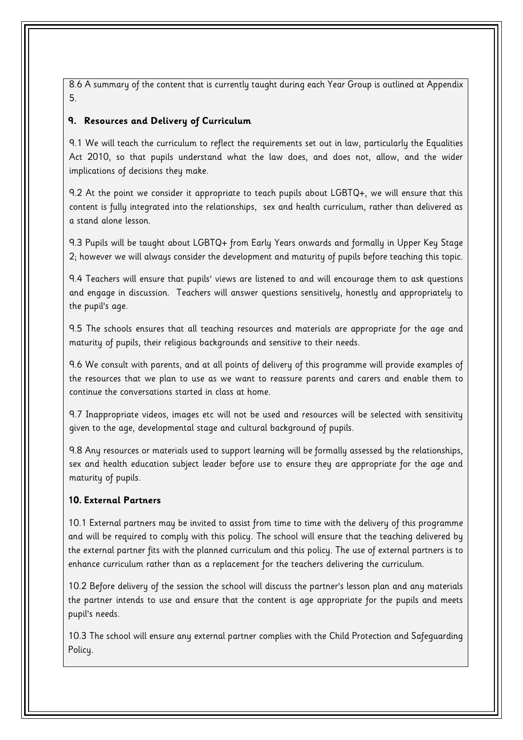8.6 A summary of the content that is currently taught during each Year Group is outlined at Appendix 5.

## 9. Resources and Delivery of Curriculum

9.1 We will teach the curriculum to reflect the requirements set out in law, particularly the Equalities Act 2010, so that pupils understand what the law does, and does not, allow, and the wider implications of decisions they make.

9.2 At the point we consider it appropriate to teach pupils about LGBTQ+, we will ensure that this content is fully integrated into the relationships, sex and health curriculum, rather than delivered as a stand alone lesson.

9.3 Pupils will be taught about LGBTQ+ from Early Years onwards and formally in Upper Key Stage 2; however we will always consider the development and maturity of pupils before teaching this topic.

9.4 Teachers will ensure that pupils' views are listened to and will encourage them to ask questions and engage in discussion. Teachers will answer questions sensitively, honestly and appropriately to the pupil's age.

9.5 The schools ensures that all teaching resources and materials are appropriate for the age and maturity of pupils, their religious backgrounds and sensitive to their needs.

9.6 We consult with parents, and at all points of delivery of this programme will provide examples of the resources that we plan to use as we want to reassure parents and carers and enable them to continue the conversations started in class at home.

9.7 Inappropriate videos, images etc will not be used and resources will be selected with sensitivity given to the age, developmental stage and cultural background of pupils.

9.8 Any resources or materials used to support learning will be formally assessed by the relationships, sex and health education subject leader before use to ensure they are appropriate for the age and maturity of pupils.

## 10. External Partners

10.1 External partners may be invited to assist from time to time with the delivery of this programme and will be required to comply with this policy. The school will ensure that the teaching delivered by the external partner fits with the planned curriculum and this policy. The use of external partners is to enhance curriculum rather than as a replacement for the teachers delivering the curriculum.

10.2 Before delivery of the session the school will discuss the partner's lesson plan and any materials the partner intends to use and ensure that the content is age appropriate for the pupils and meets pupil's needs.

10.3 The school will ensure any external partner complies with the Child Protection and Safeguarding Policy.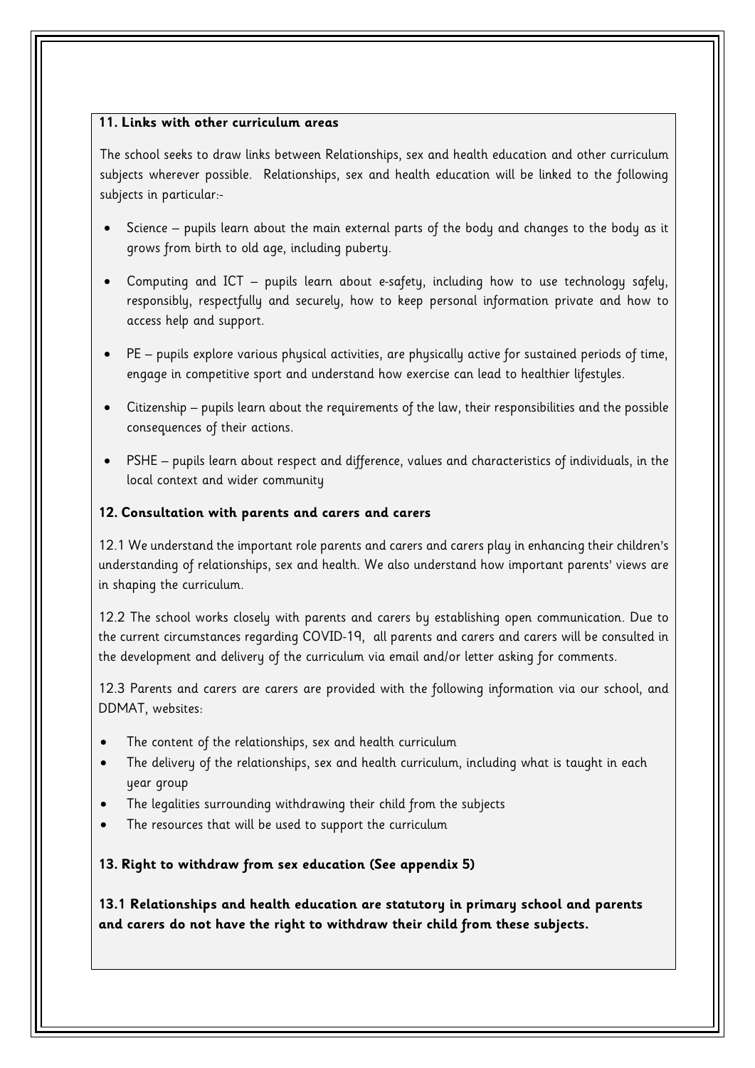**11. Links with other curriculum areas**

The school seeks to draw links between Relationships, sex and health education and other curriculum subjects wherever possible. Relationships, sex and health education will be linked to the following subjects in particular:-

- Science – pupils learn about the main external parts of the body and changes to the body as it grows from birth to old age, including puberty.
- Computing and ICT – pupils learn about e-safety, including how to use technology safely, responsibly, respectfully and securely, how to keep personal information private and how to access help and support.
- PE – pupils explore various physical activities, are physically active for sustained periods of time, engage in competitive sport and understand how exercise can lead to healthier lifestyles.
- Citizenship – pupils learn about the requirements of the law, their responsibilities and the possible consequences of their actions.
- PSHE – pupils learn about respect and difference, values and characteristics of individuals, in the local context and wider community

**12. Consultation with parents and carers and carers**

12.1 We understand the important role parents and carers and carers play in enhancing their children's understanding of relationships, sex and health. We also understand how important parents' views are in shaping the curriculum.

12.2 The school works closely with parents and carers by establishing open communication. Due to the current circumstances regarding COVID-19, all parents and carers and carers will be consulted in the development and delivery of the curriculum via email and/or letter asking for comments.

12.3 Parents and carers are carers are provided with the following information via our school, and DDMAT, websites:

- The content of the relationships, sex and health curriculum
- The delivery of the relationships, sex and health curriculum, including what is taught in each year group
- The legalities surrounding withdrawing their child from the subjects
- The resources that will be used to support the curriculum

**13. Right to withdraw from sex education (See appendix 5)**

**13.1 Relationships and health education are statutory in primary school and parents and carers do not have the right to withdraw their child from these subjects.**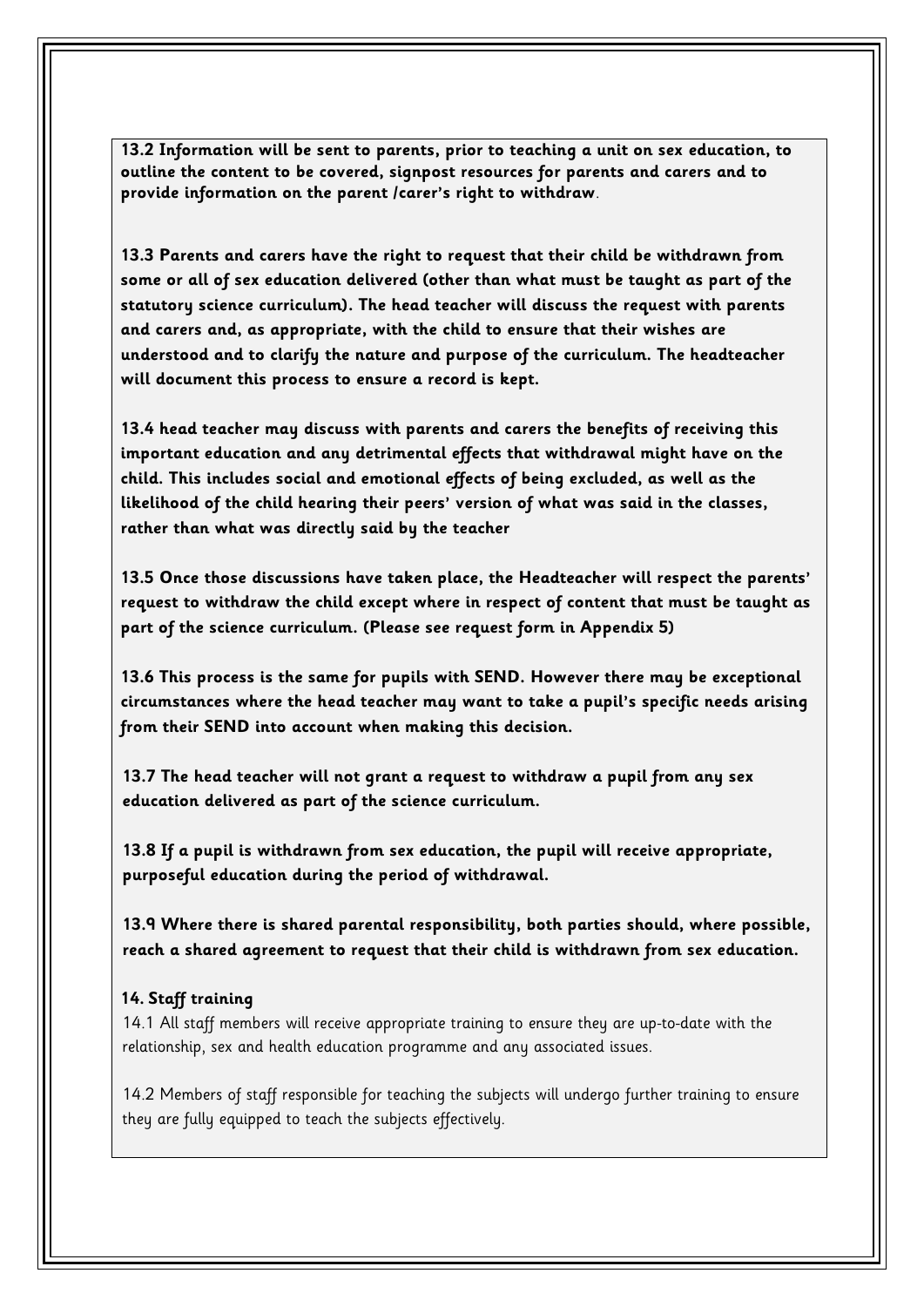**13.2 Information will be sent to parents, prior to teaching a unit on sex education, to outline the content to be covered, signpost resources for parents and carers and to provide information on the parent /carer's right to withdraw**.

**13.3 Parents and carers have the right to request that their child be withdrawn from some or all of sex education delivered (other than what must be taught as part of the statutory science curriculum). The head teacher will discuss the request with parents and carers and, as appropriate, with the child to ensure that their wishes are understood and to clarify the nature and purpose of the curriculum. The headteacher will document this process to ensure a record is kept.**

**13.4 head teacher may discuss with parents and carers the benefits of receiving this important education and any detrimental effects that withdrawal might have on the child. This includes social and emotional effects of being excluded, as well as the likelihood of the child hearing their peers' version of what was said in the classes, rather than what was directly said by the teacher**

**13.5 Once those discussions have taken place, the Headteacher will respect the parents' request to withdraw the child except where in respect of content that must be taught as part of the science curriculum. (Please see request form in Appendix 5)**

**13.6 This process is the same for pupils with SEND. However there may be exceptional circumstances where the head teacher may want to take a pupil's specific needs arising from their SEND into account when making this decision.**

**13.7 The head teacher will not grant a request to withdraw a pupil from any sex education delivered as part of the science curriculum.**

**13.8 If a pupil is withdrawn from sex education, the pupil will receive appropriate, purposeful education during the period of withdrawal.**

**13.9 Where there is shared parental responsibility, both parties should, where possible, reach a shared agreement to request that their child is withdrawn from sex education.**

**14. Staff training**

14.1 All staff members will receive appropriate training to ensure they are up-to-date with the relationship, sex and health education programme and any associated issues.

14.2 Members of staff responsible for teaching the subjects will undergo further training to ensure they are fully equipped to teach the subjects effectively.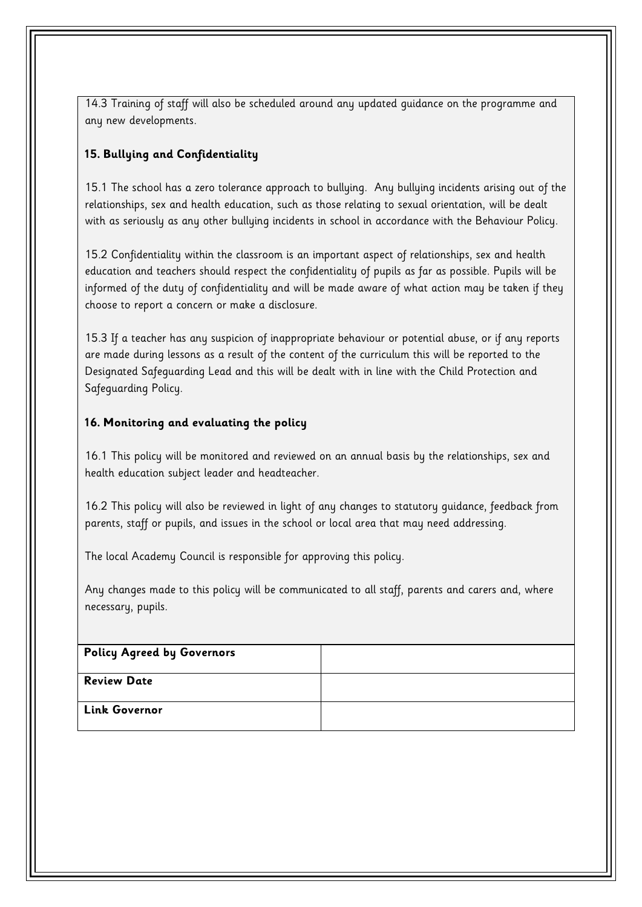14.3 Training of staff will also be scheduled around any updated guidance on the programme and any new developments.

**15. Bullying and Confidentiality**

15.1 The school has a zero tolerance approach to bullying. Any bullying incidents arising out of the relationships, sex and health education, such as those relating to sexual orientation, will be dealt with as seriously as any other bullying incidents in school in accordance with the Behaviour Policy.

15.2 Confidentiality within the classroom is an important aspect of relationships, sex and health education and teachers should respect the confidentiality of pupils as far as possible. Pupils will be informed of the duty of confidentiality and will be made aware of what action may be taken if they choose to report a concern or make a disclosure.

15.3 If a teacher has any suspicion of inappropriate behaviour or potential abuse, or if any reports are made during lessons as a result of the content of the curriculum this will be reported to the Designated Safeguarding Lead and this will be dealt with in line with the Child Protection and Safeguarding Policy.

**16. Monitoring and evaluating the policy**

16.1 This policy will be monitored and reviewed on an annual basis by the relationships, sex and health education subject leader and headteacher.

16.2 This policy will also be reviewed in light of any changes to statutory guidance, feedback from parents, staff or pupils, and issues in the school or local area that may need addressing.

The local Academy Council is responsible for approving this policy.

Any changes made to this policy will be communicated to all staff, parents and carers and, where necessary, pupils.

| **Policy Agreed by Governors** | |
| --- | --- |
| **Review Date** | |
| **Link Governor** | |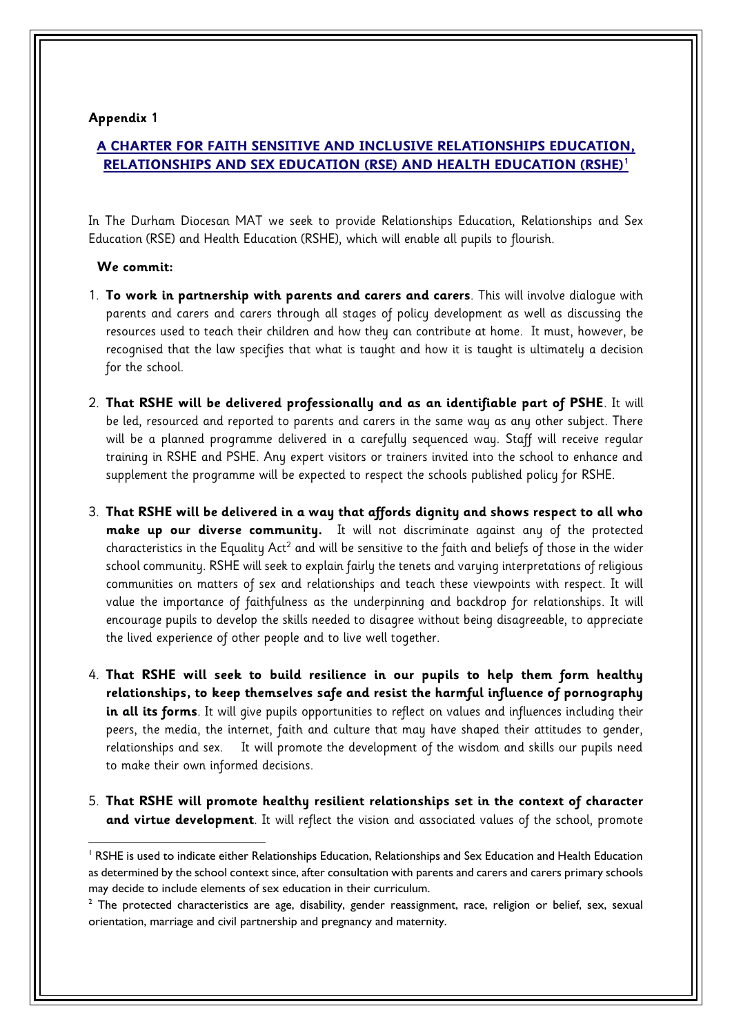**Appendix 1**

## A CHARTER FOR FAITH SENSITIVE AND INCLUSIVE RELATIONSHIPS EDUCATION, RELATIONSHIPS AND SEX EDUCATION (RSE) AND HEALTH EDUCATION (RSHE)[1]

In The Durham Diocesan MAT we seek to provide Relationships Education, Relationships and Sex Education (RSE) and Health Education (RSHE), which will enable all pupils to flourish.

**We commit:**

1. **To work in partnership with parents and carers and carers**. This will involve dialogue with parents and carers and carers through all stages of policy development as well as discussing the resources used to teach their children and how they can contribute at home. It must, however, be recognised that the law specifies that what is taught and how it is taught is ultimately a decision for the school.

2. **That RSHE will be delivered professionally and as an identifiable part of PSHE**. It will be led, resourced and reported to parents and carers in the same way as any other subject. There will be a planned programme delivered in a carefully sequenced way. Staff will receive regular training in RSHE and PSHE. Any expert visitors or trainers invited into the school to enhance and supplement the programme will be expected to respect the schools published policy for RSHE.

3. **That RSHE will be delivered in a way that affords dignity and shows respect to all who make up our diverse community.** It will not discriminate against any of the protected characteristics in the Equality Act[2] and will be sensitive to the faith and beliefs of those in the wider school community. RSHE will seek to explain fairly the tenets and varying interpretations of religious communities on matters of sex and relationships and teach these viewpoints with respect. It will value the importance of faithfulness as the underpinning and backdrop for relationships. It will encourage pupils to develop the skills needed to disagree without being disagreeable, to appreciate the lived experience of other people and to live well together.

4. **That RSHE will seek to build resilience in our pupils to help them form healthy relationships, to keep themselves safe and resist the harmful influence of pornography in all its forms**. It will give pupils opportunities to reflect on values and influences including their peers, the media, the internet, faith and culture that may have shaped their attitudes to gender, relationships and sex. It will promote the development of the wisdom and skills our pupils need to make their own informed decisions.

5. **That RSHE will promote healthy resilient relationships set in the context of character and virtue development**. It will reflect the vision and associated values of the school, promote

---

[1] RSHE is used to indicate either Relationships Education, Relationships and Sex Education and Health Education as determined by the school context since, after consultation with parents and carers and carers primary schools may decide to include elements of sex education in their curriculum.

[2] The protected characteristics are age, disability, gender reassignment, race, religion or belief, sex, sexual orientation, marriage and civil partnership and pregnancy and maternity.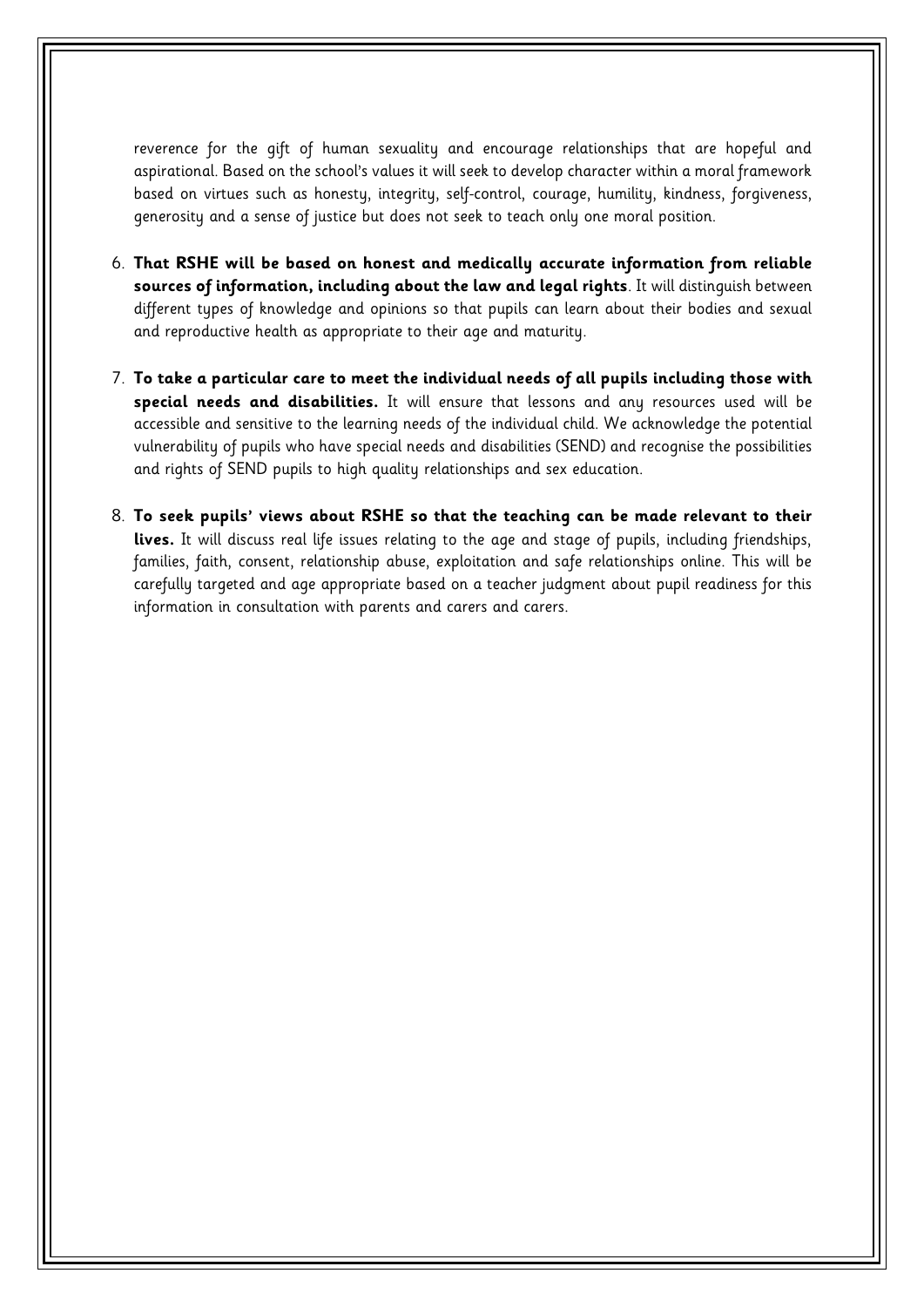reverence for the gift of human sexuality and encourage relationships that are hopeful and aspirational. Based on the school's values it will seek to develop character within a moral framework based on virtues such as honesty, integrity, self-control, courage, humility, kindness, forgiveness, generosity and a sense of justice but does not seek to teach only one moral position.

6. **That RSHE will be based on honest and medically accurate information from reliable sources of information, including about the law and legal rights**. It will distinguish between different types of knowledge and opinions so that pupils can learn about their bodies and sexual and reproductive health as appropriate to their age and maturity.

7. **To take a particular care to meet the individual needs of all pupils including those with special needs and disabilities.** It will ensure that lessons and any resources used will be accessible and sensitive to the learning needs of the individual child. We acknowledge the potential vulnerability of pupils who have special needs and disabilities (SEND) and recognise the possibilities and rights of SEND pupils to high quality relationships and sex education.

8. **To seek pupils' views about RSHE so that the teaching can be made relevant to their lives.** It will discuss real life issues relating to the age and stage of pupils, including friendships, families, faith, consent, relationship abuse, exploitation and safe relationships online. This will be carefully targeted and age appropriate based on a teacher judgment about pupil readiness for this information in consultation with parents and carers and carers.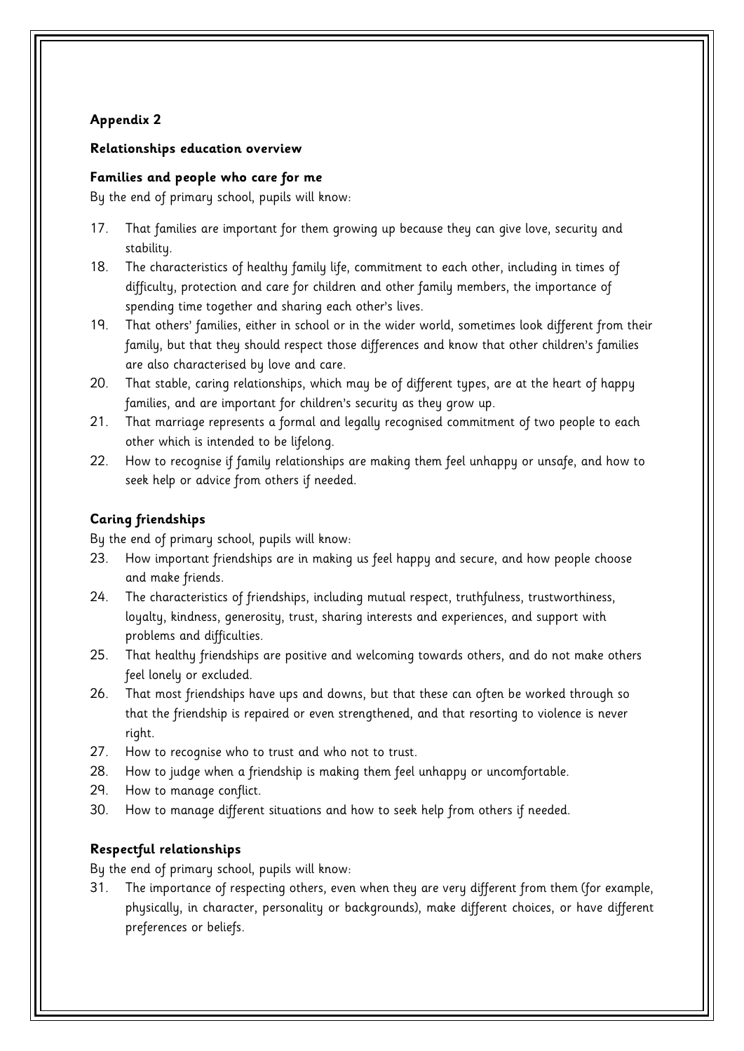**Appendix 2**

**Relationships education overview**

**Families and people who care for me**

By the end of primary school, pupils will know:

17. That families are important for them growing up because they can give love, security and stability.
18. The characteristics of healthy family life, commitment to each other, including in times of difficulty, protection and care for children and other family members, the importance of spending time together and sharing each other's lives.
19. That others' families, either in school or in the wider world, sometimes look different from their family, but that they should respect those differences and know that other children's families are also characterised by love and care.
20. That stable, caring relationships, which may be of different types, are at the heart of happy families, and are important for children's security as they grow up.
21. That marriage represents a formal and legally recognised commitment of two people to each other which is intended to be lifelong.
22. How to recognise if family relationships are making them feel unhappy or unsafe, and how to seek help or advice from others if needed.

**Caring friendships**

By the end of primary school, pupils will know:

23. How important friendships are in making us feel happy and secure, and how people choose and make friends.
24. The characteristics of friendships, including mutual respect, truthfulness, trustworthiness, loyalty, kindness, generosity, trust, sharing interests and experiences, and support with problems and difficulties.
25. That healthy friendships are positive and welcoming towards others, and do not make others feel lonely or excluded.
26. That most friendships have ups and downs, but that these can often be worked through so that the friendship is repaired or even strengthened, and that resorting to violence is never right.
27. How to recognise who to trust and who not to trust.
28. How to judge when a friendship is making them feel unhappy or uncomfortable.
29. How to manage conflict.
30. How to manage different situations and how to seek help from others if needed.

**Respectful relationships**

By the end of primary school, pupils will know:

31. The importance of respecting others, even when they are very different from them (for example, physically, in character, personality or backgrounds), make different choices, or have different preferences or beliefs.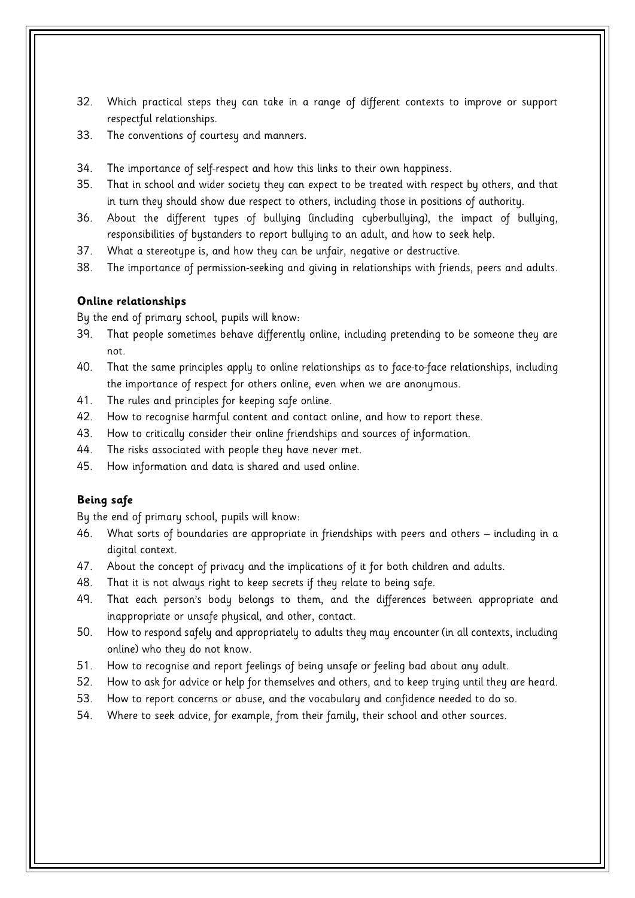32. Which practical steps they can take in a range of different contexts to improve or support respectful relationships.
33. The conventions of courtesy and manners.
34. The importance of self-respect and how this links to their own happiness.
35. That in school and wider society they can expect to be treated with respect by others, and that in turn they should show due respect to others, including those in positions of authority.
36. About the different types of bullying (including cyberbullying), the impact of bullying, responsibilities of bystanders to report bullying to an adult, and how to seek help.
37. What a stereotype is, and how they can be unfair, negative or destructive.
38. The importance of permission-seeking and giving in relationships with friends, peers and adults.

**Online relationships**

By the end of primary school, pupils will know:

39. That people sometimes behave differently online, including pretending to be someone they are not.
40. That the same principles apply to online relationships as to face-to-face relationships, including the importance of respect for others online, even when we are anonymous.
41. The rules and principles for keeping safe online.
42. How to recognise harmful content and contact online, and how to report these.
43. How to critically consider their online friendships and sources of information.
44. The risks associated with people they have never met.
45. How information and data is shared and used online.

**Being safe**

By the end of primary school, pupils will know:

46. What sorts of boundaries are appropriate in friendships with peers and others – including in a digital context.
47. About the concept of privacy and the implications of it for both children and adults.
48. That it is not always right to keep secrets if they relate to being safe.
49. That each person's body belongs to them, and the differences between appropriate and inappropriate or unsafe physical, and other, contact.
50. How to respond safely and appropriately to adults they may encounter (in all contexts, including online) who they do not know.
51. How to recognise and report feelings of being unsafe or feeling bad about any adult.
52. How to ask for advice or help for themselves and others, and to keep trying until they are heard.
53. How to report concerns or abuse, and the vocabulary and confidence needed to do so.
54. Where to seek advice, for example, from their family, their school and other sources.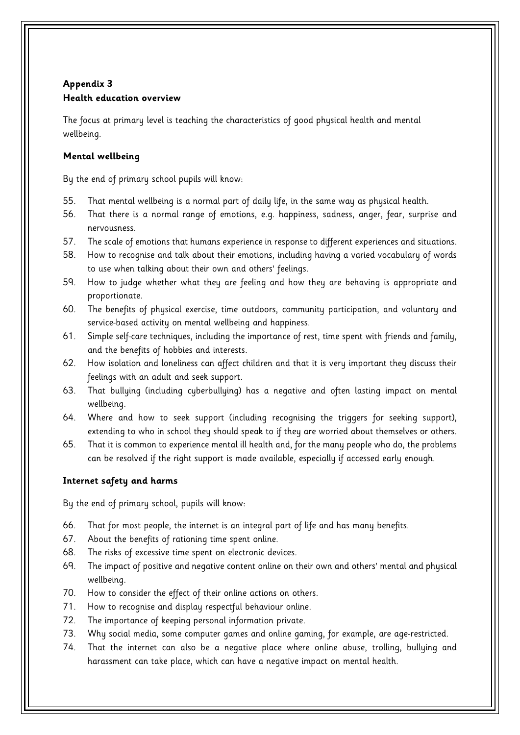**Appendix 3**
**Health education overview**

The focus at primary level is teaching the characteristics of good physical health and mental wellbeing.

**Mental wellbeing**

By the end of primary school pupils will know:

55. That mental wellbeing is a normal part of daily life, in the same way as physical health.
56. That there is a normal range of emotions, e.g. happiness, sadness, anger, fear, surprise and nervousness.
57. The scale of emotions that humans experience in response to different experiences and situations.
58. How to recognise and talk about their emotions, including having a varied vocabulary of words to use when talking about their own and others' feelings.
59. How to judge whether what they are feeling and how they are behaving is appropriate and proportionate.
60. The benefits of physical exercise, time outdoors, community participation, and voluntary and service-based activity on mental wellbeing and happiness.
61. Simple self-care techniques, including the importance of rest, time spent with friends and family, and the benefits of hobbies and interests.
62. How isolation and loneliness can affect children and that it is very important they discuss their feelings with an adult and seek support.
63. That bullying (including cyberbullying) has a negative and often lasting impact on mental wellbeing.
64. Where and how to seek support (including recognising the triggers for seeking support), extending to who in school they should speak to if they are worried about themselves or others.
65. That it is common to experience mental ill health and, for the many people who do, the problems can be resolved if the right support is made available, especially if accessed early enough.

**Internet safety and harms**

By the end of primary school, pupils will know:

66. That for most people, the internet is an integral part of life and has many benefits.
67. About the benefits of rationing time spent online.
68. The risks of excessive time spent on electronic devices.
69. The impact of positive and negative content online on their own and others' mental and physical wellbeing.
70. How to consider the effect of their online actions on others.
71. How to recognise and display respectful behaviour online.
72. The importance of keeping personal information private.
73. Why social media, some computer games and online gaming, for example, are age-restricted.
74. That the internet can also be a negative place where online abuse, trolling, bullying and harassment can take place, which can have a negative impact on mental health.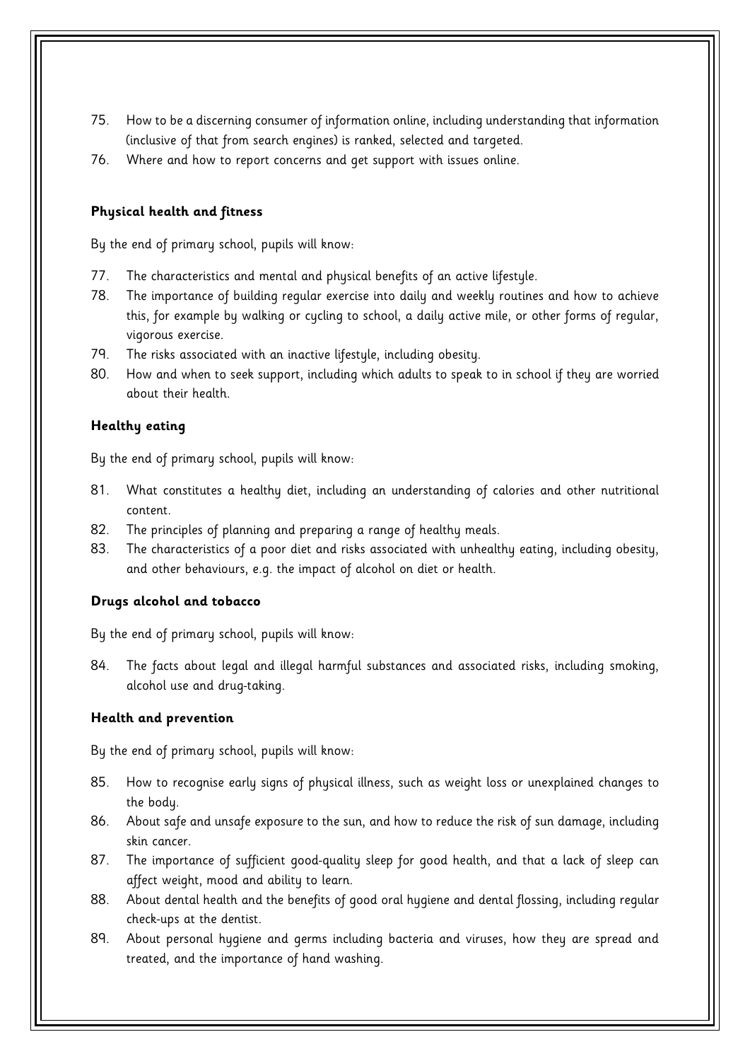75. How to be a discerning consumer of information online, including understanding that information (inclusive of that from search engines) is ranked, selected and targeted.
76. Where and how to report concerns and get support with issues online.

**Physical health and fitness**

By the end of primary school, pupils will know:

77. The characteristics and mental and physical benefits of an active lifestyle.
78. The importance of building regular exercise into daily and weekly routines and how to achieve this, for example by walking or cycling to school, a daily active mile, or other forms of regular, vigorous exercise.
79. The risks associated with an inactive lifestyle, including obesity.
80. How and when to seek support, including which adults to speak to in school if they are worried about their health.

**Healthy eating**

By the end of primary school, pupils will know:

81. What constitutes a healthy diet, including an understanding of calories and other nutritional content.
82. The principles of planning and preparing a range of healthy meals.
83. The characteristics of a poor diet and risks associated with unhealthy eating, including obesity, and other behaviours, e.g. the impact of alcohol on diet or health.

**Drugs alcohol and tobacco**

By the end of primary school, pupils will know:

84. The facts about legal and illegal harmful substances and associated risks, including smoking, alcohol use and drug-taking.

**Health and prevention**

By the end of primary school, pupils will know:

85. How to recognise early signs of physical illness, such as weight loss or unexplained changes to the body.
86. About safe and unsafe exposure to the sun, and how to reduce the risk of sun damage, including skin cancer.
87. The importance of sufficient good-quality sleep for good health, and that a lack of sleep can affect weight, mood and ability to learn.
88. About dental health and the benefits of good oral hygiene and dental flossing, including regular check-ups at the dentist.
89. About personal hygiene and germs including bacteria and viruses, how they are spread and treated, and the importance of hand washing.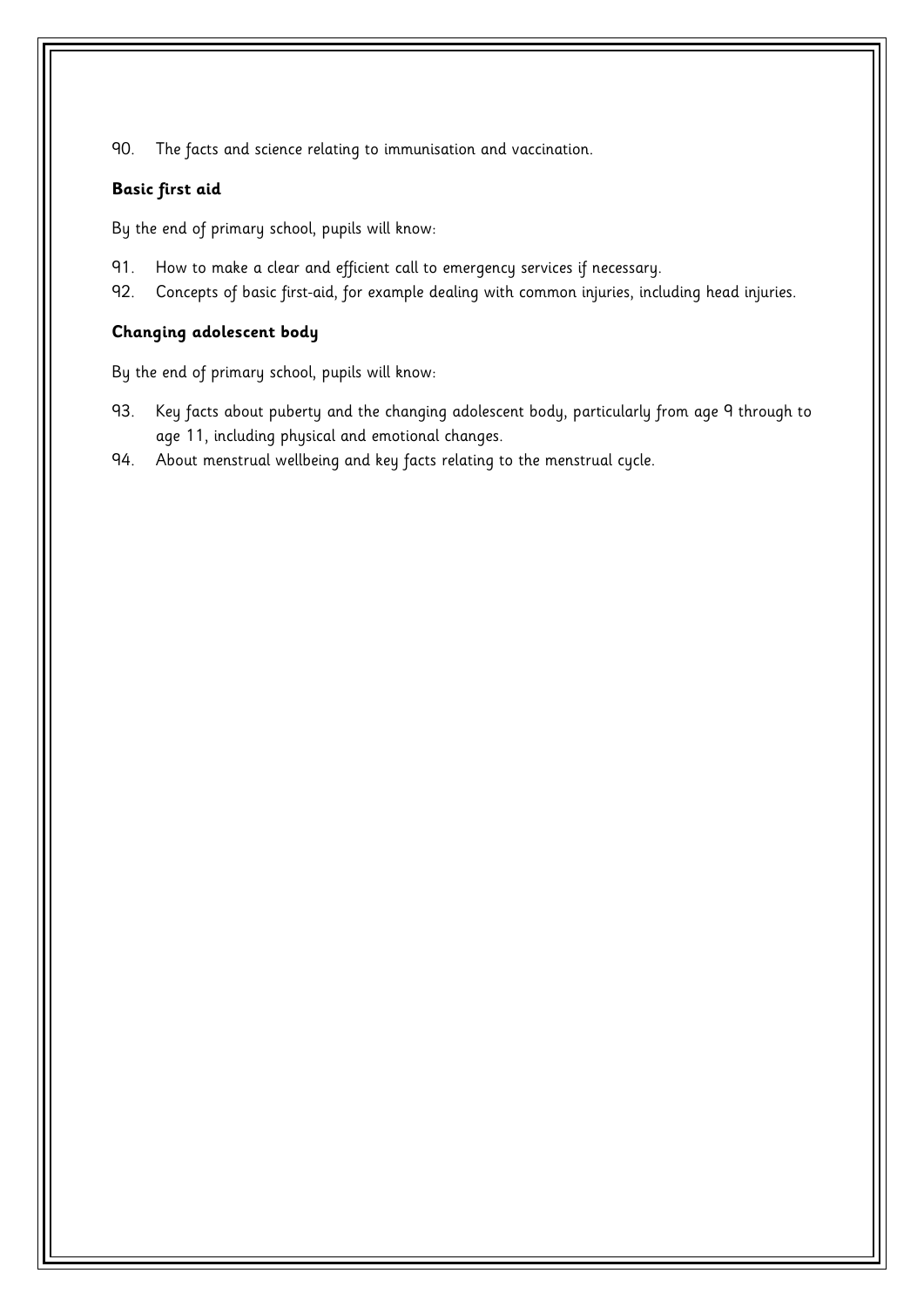90. The facts and science relating to immunisation and vaccination.

**Basic first aid**

By the end of primary school, pupils will know:

91. How to make a clear and efficient call to emergency services if necessary.
92. Concepts of basic first-aid, for example dealing with common injuries, including head injuries.

**Changing adolescent body**

By the end of primary school, pupils will know:

93. Key facts about puberty and the changing adolescent body, particularly from age 9 through to age 11, including physical and emotional changes.
94. About menstrual wellbeing and key facts relating to the menstrual cycle.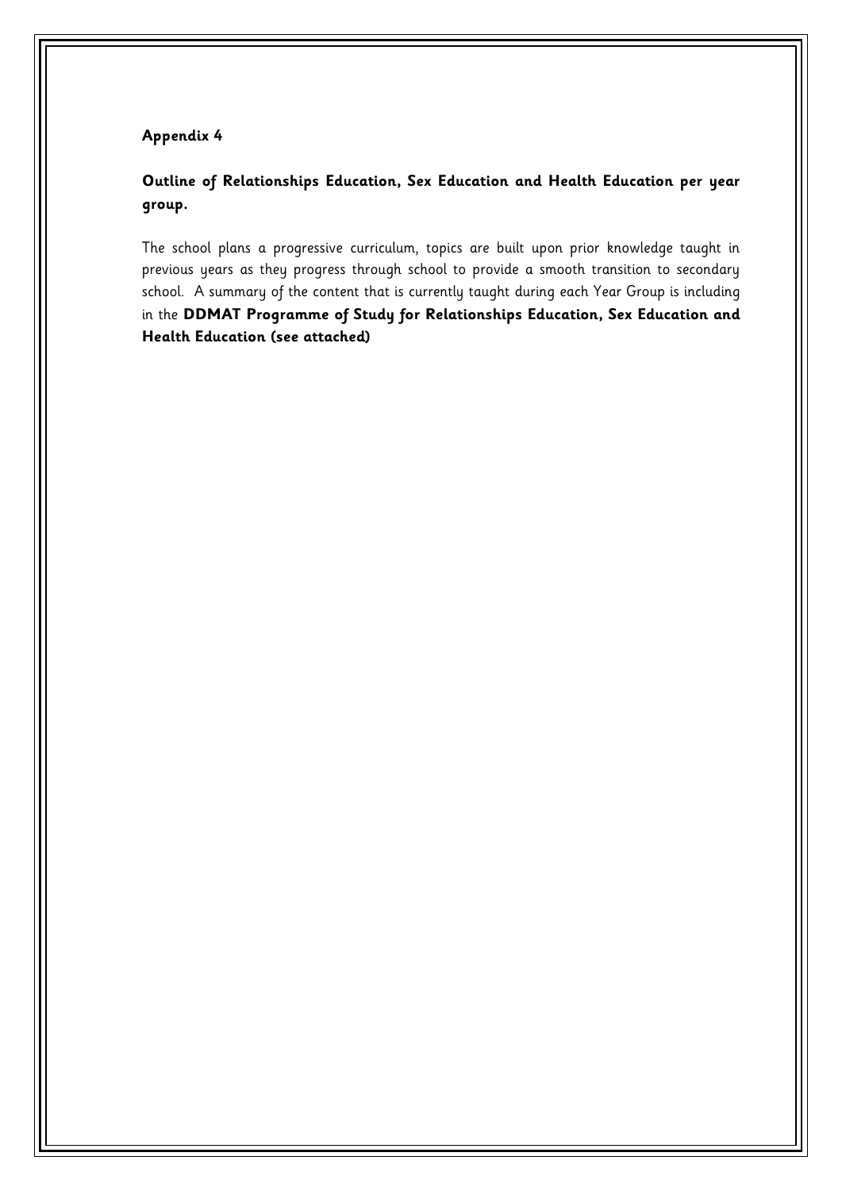**Appendix 4**

**Outline of Relationships Education, Sex Education and Health Education per year group.**

The school plans a progressive curriculum, topics are built upon prior knowledge taught in previous years as they progress through school to provide a smooth transition to secondary school. A summary of the content that is currently taught during each Year Group is including in the **DDMAT Programme of Study for Relationships Education, Sex Education and Health Education (see attached)**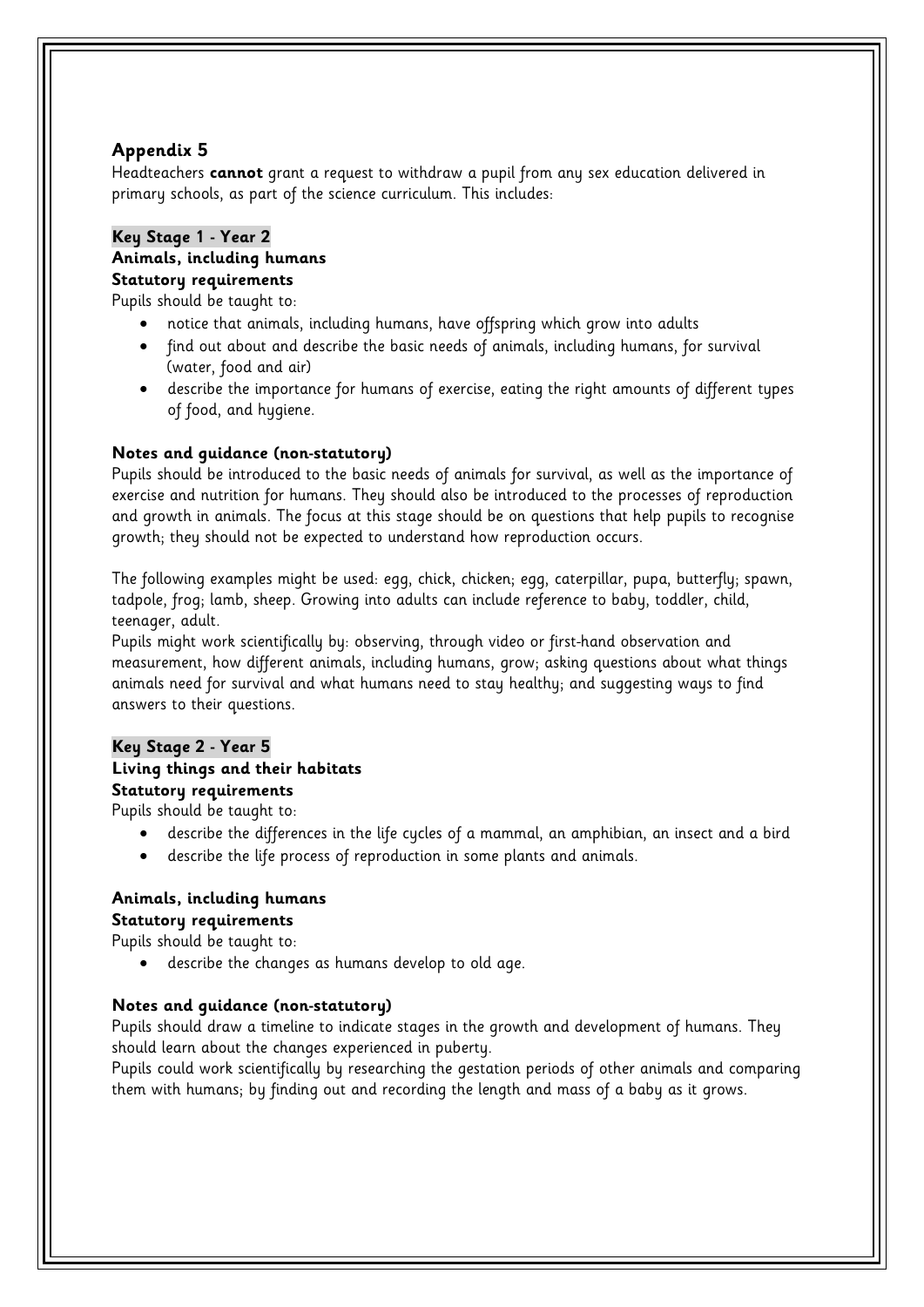## Appendix 5

Headteachers **cannot** grant a request to withdraw a pupil from any sex education delivered in primary schools, as part of the science curriculum. This includes:

### Key Stage 1 - Year 2

**Animals, including humans**

**Statutory requirements**

Pupils should be taught to:

- notice that animals, including humans, have offspring which grow into adults
- find out about and describe the basic needs of animals, including humans, for survival (water, food and air)
- describe the importance for humans of exercise, eating the right amounts of different types of food, and hygiene.

**Notes and guidance (non-statutory)**

Pupils should be introduced to the basic needs of animals for survival, as well as the importance of exercise and nutrition for humans. They should also be introduced to the processes of reproduction and growth in animals. The focus at this stage should be on questions that help pupils to recognise growth; they should not be expected to understand how reproduction occurs.

The following examples might be used: egg, chick, chicken; egg, caterpillar, pupa, butterfly; spawn, tadpole, frog; lamb, sheep. Growing into adults can include reference to baby, toddler, child, teenager, adult.

Pupils might work scientifically by: observing, through video or first-hand observation and measurement, how different animals, including humans, grow; asking questions about what things animals need for survival and what humans need to stay healthy; and suggesting ways to find answers to their questions.

### Key Stage 2 - Year 5

**Living things and their habitats**

**Statutory requirements**

Pupils should be taught to:

- describe the differences in the life cycles of a mammal, an amphibian, an insect and a bird
- describe the life process of reproduction in some plants and animals.

**Animals, including humans**

**Statutory requirements**

Pupils should be taught to:

- describe the changes as humans develop to old age.

**Notes and guidance (non-statutory)**

Pupils should draw a timeline to indicate stages in the growth and development of humans. They should learn about the changes experienced in puberty.

Pupils could work scientifically by researching the gestation periods of other animals and comparing them with humans; by finding out and recording the length and mass of a baby as it grows.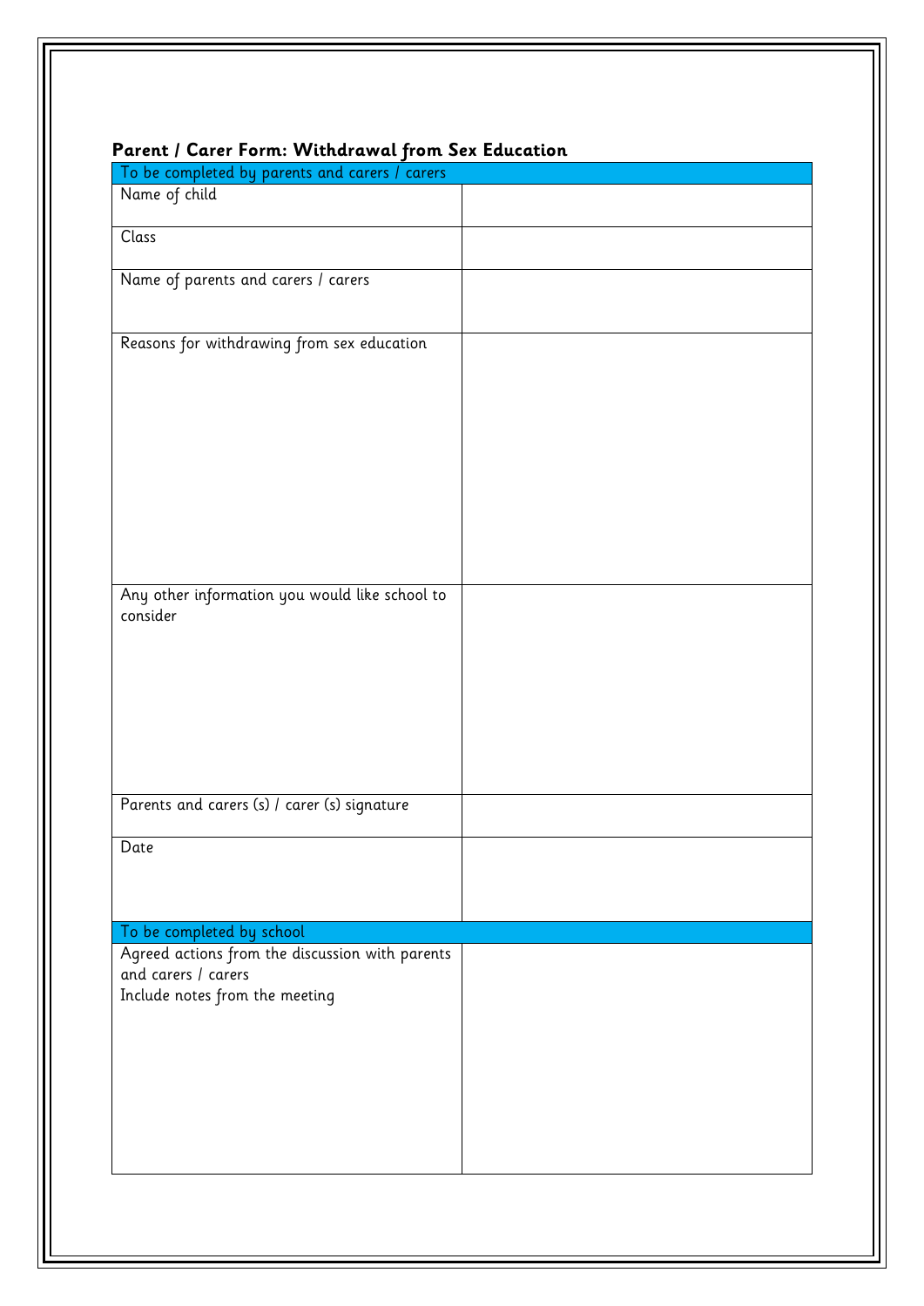**Parent / Carer Form: Withdrawal from Sex Education**

| To be completed by parents and carers / carers | |
|---|---|
| Name of child | |
| Class | |
| Name of parents and carers / carers | |
| Reasons for withdrawing from sex education | |
| Any other information you would like school to consider | |
| Parents and carers (s) / carer (s) signature | |
| Date | |
| **To be completed by school** | |
| Agreed actions from the discussion with parents and carers / carers<br>Include notes from the meeting | |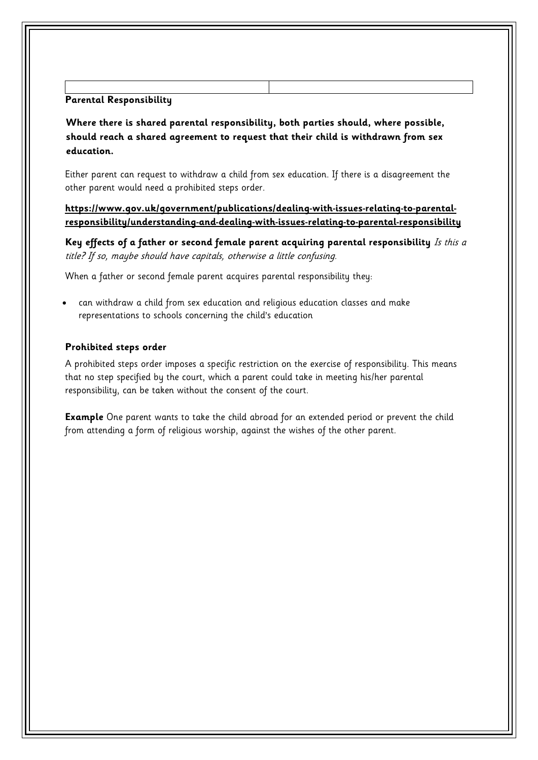| | |
|---|---|
| | |

**Parental Responsibility**

**Where there is shared parental responsibility, both parties should, where possible, should reach a shared agreement to request that their child is withdrawn from sex education.**

Either parent can request to withdraw a child from sex education. If there is a disagreement the other parent would need a prohibited steps order.

**https://www.gov.uk/government/publications/dealing-with-issues-relating-to-parental-responsibility/understanding-and-dealing-with-issues-relating-to-parental-responsibility**

**Key effects of a father or second female parent acquiring parental responsibility** *Is this a title? If so, maybe should have capitals, otherwise a little confusing.*

When a father or second female parent acquires parental responsibility they:

- can withdraw a child from sex education and religious education classes and make representations to schools concerning the child's education

**Prohibited steps order**

A prohibited steps order imposes a specific restriction on the exercise of responsibility. This means that no step specified by the court, which a parent could take in meeting his/her parental responsibility, can be taken without the consent of the court.

**Example** One parent wants to take the child abroad for an extended period or prevent the child from attending a form of religious worship, against the wishes of the other parent.